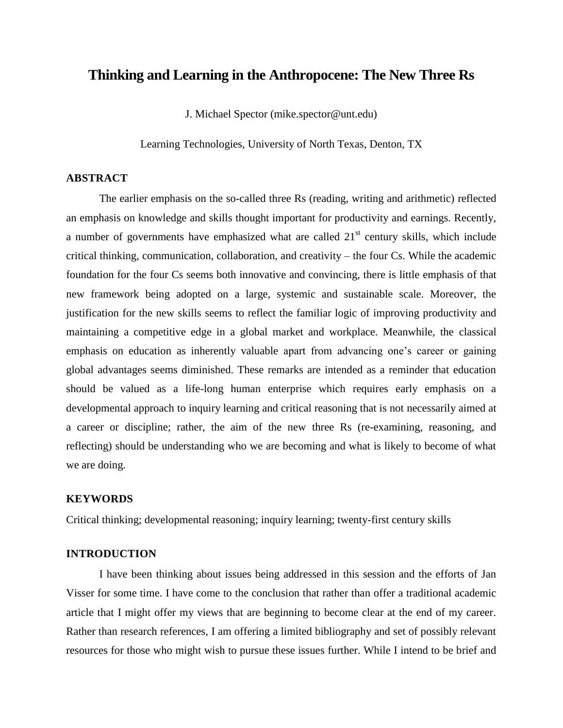# Thinking and Learning in the Anthropocene: The New Three Rs

J. Michael Spector (mike.spector@unt.edu)

Learning Technologies, University of North Texas, Denton, TX

## ABSTRACT

The earlier emphasis on the so-called three Rs (reading, writing and arithmetic) reflected an emphasis on knowledge and skills thought important for productivity and earnings. Recently, a number of governments have emphasized what are called 21$^{st}$ century skills, which include critical thinking, communication, collaboration, and creativity – the four Cs. While the academic foundation for the four Cs seems both innovative and convincing, there is little emphasis of that new framework being adopted on a large, systemic and sustainable scale. Moreover, the justification for the new skills seems to reflect the familiar logic of improving productivity and maintaining a competitive edge in a global market and workplace. Meanwhile, the classical emphasis on education as inherently valuable apart from advancing one's career or gaining global advantages seems diminished. These remarks are intended as a reminder that education should be valued as a life-long human enterprise which requires early emphasis on a developmental approach to inquiry learning and critical reasoning that is not necessarily aimed at a career or discipline; rather, the aim of the new three Rs (re-examining, reasoning, and reflecting) should be understanding who we are becoming and what is likely to become of what we are doing.

## KEYWORDS

Critical thinking; developmental reasoning; inquiry learning; twenty-first century skills

## INTRODUCTION

I have been thinking about issues being addressed in this session and the efforts of Jan Visser for some time. I have come to the conclusion that rather than offer a traditional academic article that I might offer my views that are beginning to become clear at the end of my career. Rather than research references, I am offering a limited bibliography and set of possibly relevant resources for those who might wish to pursue these issues further. While I intend to be brief and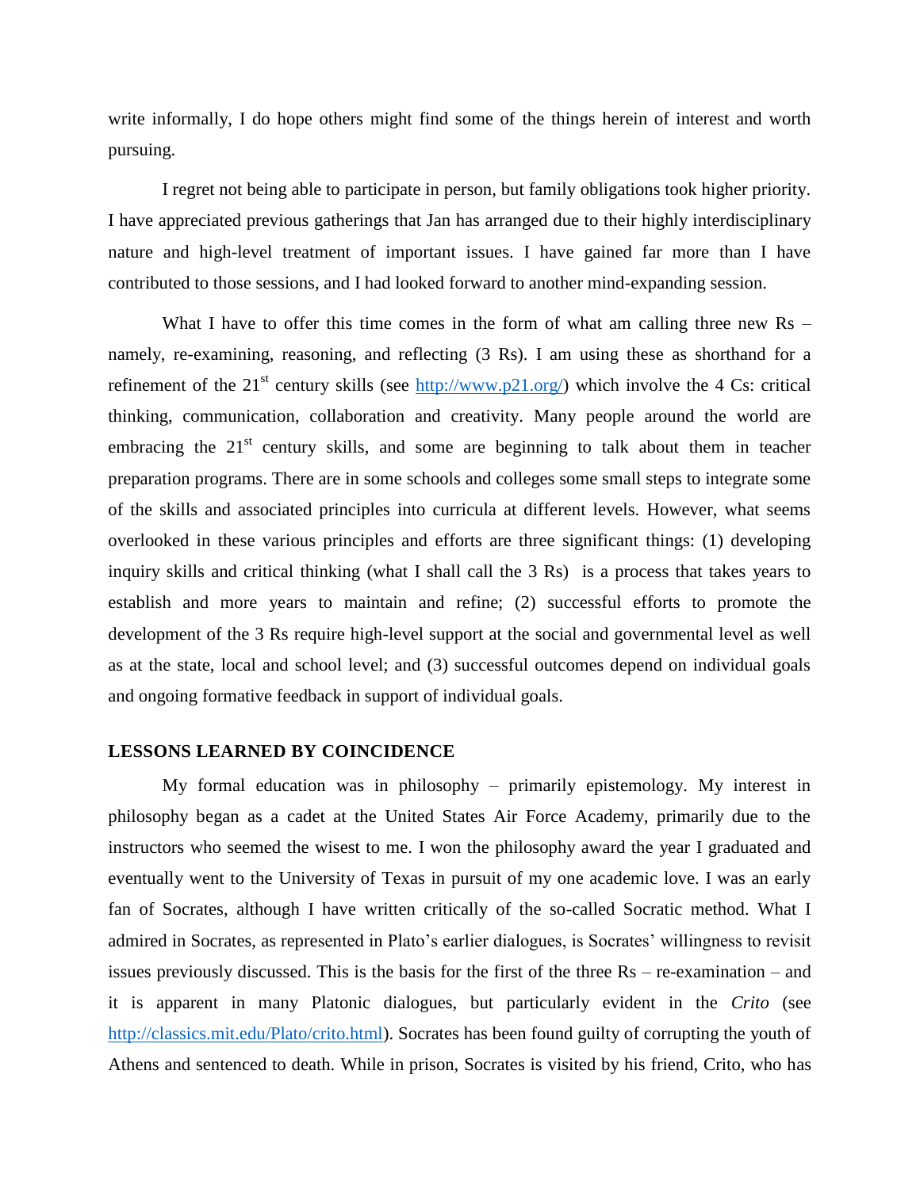write informally, I do hope others might find some of the things herein of interest and worth pursuing.

I regret not being able to participate in person, but family obligations took higher priority. I have appreciated previous gatherings that Jan has arranged due to their highly interdisciplinary nature and high-level treatment of important issues. I have gained far more than I have contributed to those sessions, and I had looked forward to another mind-expanding session.

What I have to offer this time comes in the form of what am calling three new Rs – namely, re-examining, reasoning, and reflecting (3 Rs). I am using these as shorthand for a refinement of the 21st century skills (see http://www.p21.org/) which involve the 4 Cs: critical thinking, communication, collaboration and creativity. Many people around the world are embracing the 21st century skills, and some are beginning to talk about them in teacher preparation programs. There are in some schools and colleges some small steps to integrate some of the skills and associated principles into curricula at different levels. However, what seems overlooked in these various principles and efforts are three significant things: (1) developing inquiry skills and critical thinking (what I shall call the 3 Rs) is a process that takes years to establish and more years to maintain and refine; (2) successful efforts to promote the development of the 3 Rs require high-level support at the social and governmental level as well as at the state, local and school level; and (3) successful outcomes depend on individual goals and ongoing formative feedback in support of individual goals.

## LESSONS LEARNED BY COINCIDENCE

My formal education was in philosophy – primarily epistemology. My interest in philosophy began as a cadet at the United States Air Force Academy, primarily due to the instructors who seemed the wisest to me. I won the philosophy award the year I graduated and eventually went to the University of Texas in pursuit of my one academic love. I was an early fan of Socrates, although I have written critically of the so-called Socratic method. What I admired in Socrates, as represented in Plato's earlier dialogues, is Socrates' willingness to revisit issues previously discussed. This is the basis for the first of the three Rs – re-examination – and it is apparent in many Platonic dialogues, but particularly evident in the *Crito* (see http://classics.mit.edu/Plato/crito.html). Socrates has been found guilty of corrupting the youth of Athens and sentenced to death. While in prison, Socrates is visited by his friend, Crito, who has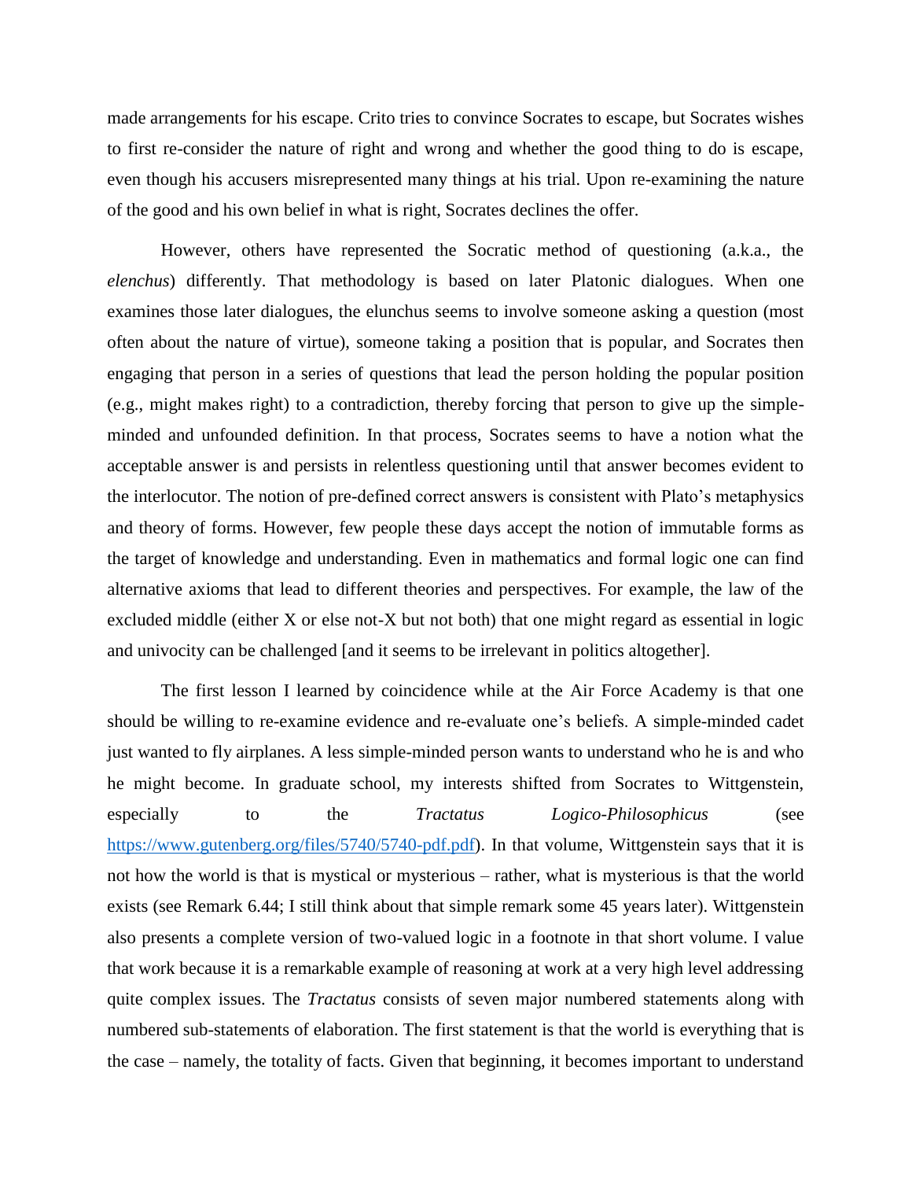made arrangements for his escape. Crito tries to convince Socrates to escape, but Socrates wishes to first re-consider the nature of right and wrong and whether the good thing to do is escape, even though his accusers misrepresented many things at his trial. Upon re-examining the nature of the good and his own belief in what is right, Socrates declines the offer.

However, others have represented the Socratic method of questioning (a.k.a., the *elenchus*) differently. That methodology is based on later Platonic dialogues. When one examines those later dialogues, the elunchus seems to involve someone asking a question (most often about the nature of virtue), someone taking a position that is popular, and Socrates then engaging that person in a series of questions that lead the person holding the popular position (e.g., might makes right) to a contradiction, thereby forcing that person to give up the simple-minded and unfounded definition. In that process, Socrates seems to have a notion what the acceptable answer is and persists in relentless questioning until that answer becomes evident to the interlocutor. The notion of pre-defined correct answers is consistent with Plato's metaphysics and theory of forms. However, few people these days accept the notion of immutable forms as the target of knowledge and understanding. Even in mathematics and formal logic one can find alternative axioms that lead to different theories and perspectives. For example, the law of the excluded middle (either X or else not-X but not both) that one might regard as essential in logic and univocity can be challenged [and it seems to be irrelevant in politics altogether].

The first lesson I learned by coincidence while at the Air Force Academy is that one should be willing to re-examine evidence and re-evaluate one's beliefs. A simple-minded cadet just wanted to fly airplanes. A less simple-minded person wants to understand who he is and who he might become. In graduate school, my interests shifted from Socrates to Wittgenstein, especially to the *Tractatus Logico-Philosophicus* (see https://www.gutenberg.org/files/5740/5740-pdf.pdf). In that volume, Wittgenstein says that it is not how the world is that is mystical or mysterious – rather, what is mysterious is that the world exists (see Remark 6.44; I still think about that simple remark some 45 years later). Wittgenstein also presents a complete version of two-valued logic in a footnote in that short volume. I value that work because it is a remarkable example of reasoning at work at a very high level addressing quite complex issues. The *Tractatus* consists of seven major numbered statements along with numbered sub-statements of elaboration. The first statement is that the world is everything that is the case – namely, the totality of facts. Given that beginning, it becomes important to understand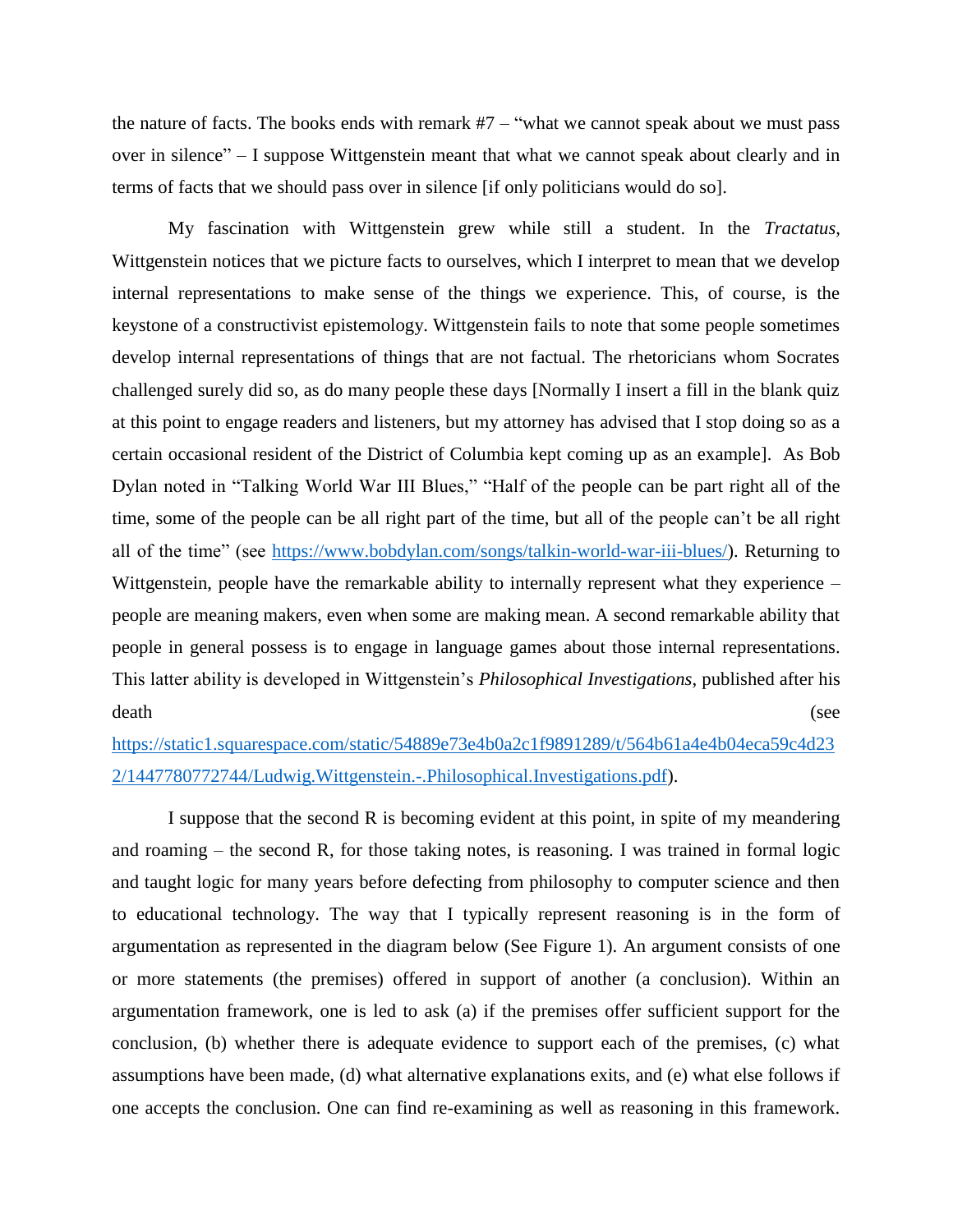the nature of facts. The books ends with remark #7 – "what we cannot speak about we must pass over in silence" – I suppose Wittgenstein meant that what we cannot speak about clearly and in terms of facts that we should pass over in silence [if only politicians would do so].

My fascination with Wittgenstein grew while still a student. In the *Tractatus*, Wittgenstein notices that we picture facts to ourselves, which I interpret to mean that we develop internal representations to make sense of the things we experience. This, of course, is the keystone of a constructivist epistemology. Wittgenstein fails to note that some people sometimes develop internal representations of things that are not factual. The rhetoricians whom Socrates challenged surely did so, as do many people these days [Normally I insert a fill in the blank quiz at this point to engage readers and listeners, but my attorney has advised that I stop doing so as a certain occasional resident of the District of Columbia kept coming up as an example]. As Bob Dylan noted in "Talking World War III Blues," "Half of the people can be part right all of the time, some of the people can be all right part of the time, but all of the people can't be all right all of the time" (see https://www.bobdylan.com/songs/talkin-world-war-iii-blues/). Returning to Wittgenstein, people have the remarkable ability to internally represent what they experience – people are meaning makers, even when some are making mean. A second remarkable ability that people in general possess is to engage in language games about those internal representations. This latter ability is developed in Wittgenstein's *Philosophical Investigations*, published after his death (see https://static1.squarespace.com/static/54889e73e4b0a2c1f9891289/t/564b61a4e4b04eca59c4d232/1447780772744/Ludwig.Wittgenstein.-.Philosophical.Investigations.pdf).

I suppose that the second R is becoming evident at this point, in spite of my meandering and roaming – the second R, for those taking notes, is reasoning. I was trained in formal logic and taught logic for many years before defecting from philosophy to computer science and then to educational technology. The way that I typically represent reasoning is in the form of argumentation as represented in the diagram below (See Figure 1). An argument consists of one or more statements (the premises) offered in support of another (a conclusion). Within an argumentation framework, one is led to ask (a) if the premises offer sufficient support for the conclusion, (b) whether there is adequate evidence to support each of the premises, (c) what assumptions have been made, (d) what alternative explanations exits, and (e) what else follows if one accepts the conclusion. One can find re-examining as well as reasoning in this framework.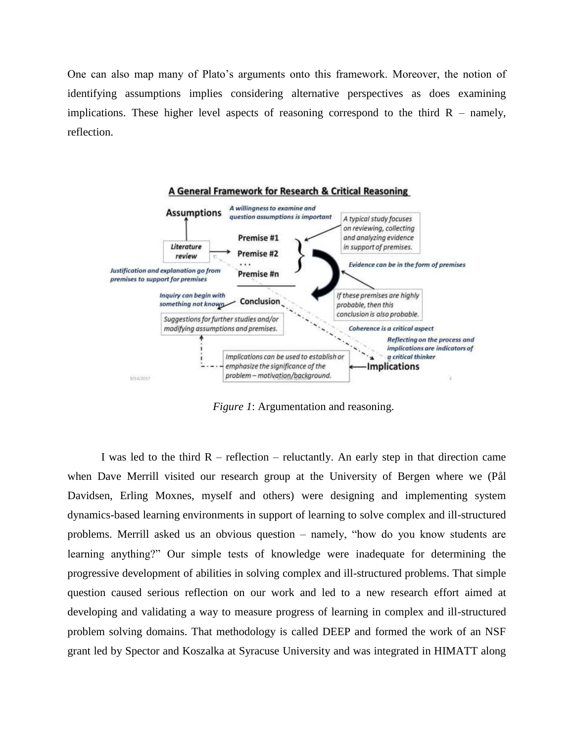One can also map many of Plato's arguments onto this framework. Moreover, the notion of identifying assumptions implies considering alternative perspectives as does examining implications. These higher level aspects of reasoning correspond to the third R – namely, reflection.

*Figure 1*: Argumentation and reasoning.

I was led to the third R – reflection – reluctantly. An early step in that direction came when Dave Merrill visited our research group at the University of Bergen where we (Pål Davidsen, Erling Moxnes, myself and others) were designing and implementing system dynamics-based learning environments in support of learning to solve complex and ill-structured problems. Merrill asked us an obvious question – namely, "how do you know students are learning anything?" Our simple tests of knowledge were inadequate for determining the progressive development of abilities in solving complex and ill-structured problems. That simple question caused serious reflection on our work and led to a new research effort aimed at developing and validating a way to measure progress of learning in complex and ill-structured problem solving domains. That methodology is called DEEP and formed the work of an NSF grant led by Spector and Koszalka at Syracuse University and was integrated in HIMATT along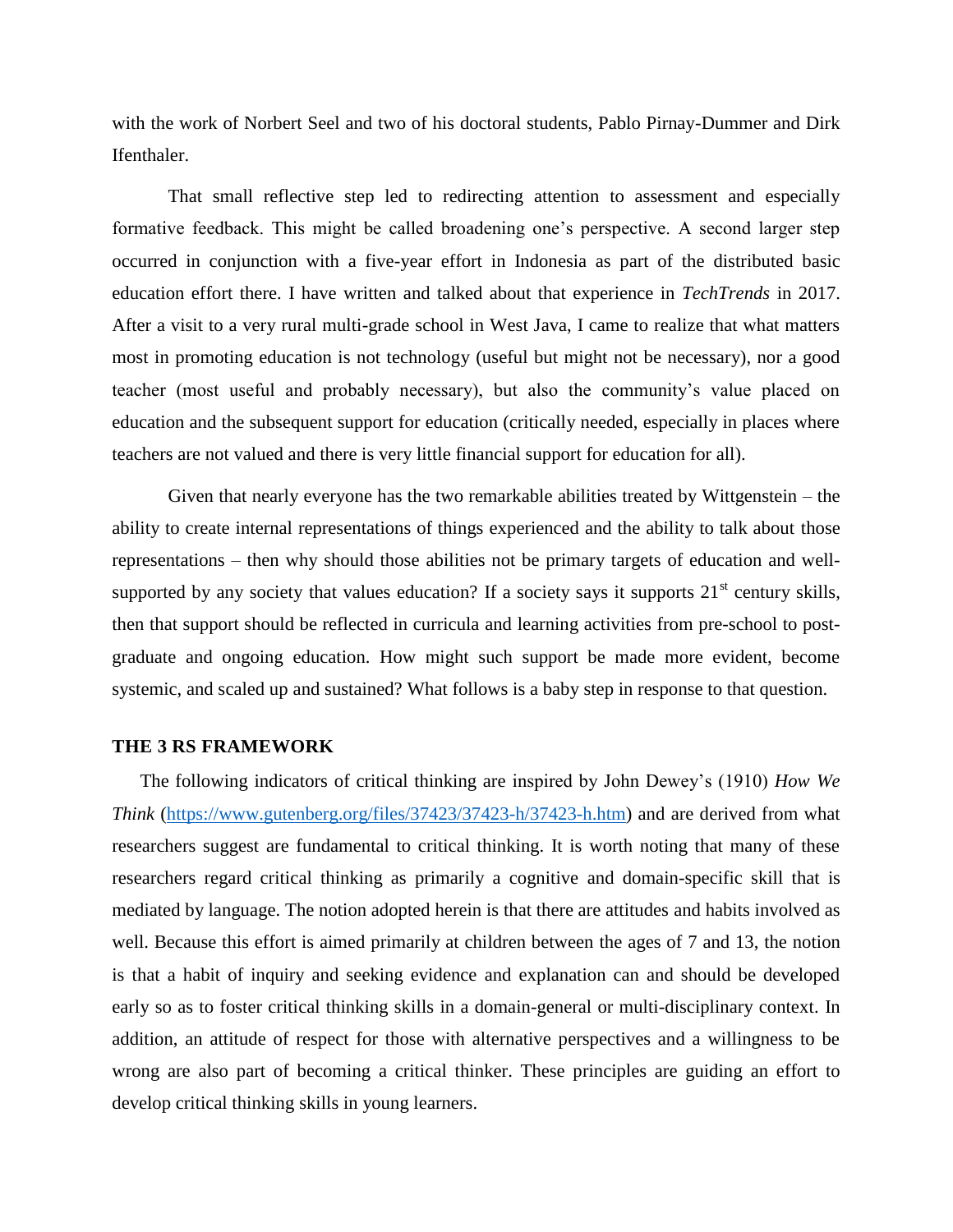with the work of Norbert Seel and two of his doctoral students, Pablo Pirnay-Dummer and Dirk Ifenthaler.

That small reflective step led to redirecting attention to assessment and especially formative feedback. This might be called broadening one's perspective. A second larger step occurred in conjunction with a five-year effort in Indonesia as part of the distributed basic education effort there. I have written and talked about that experience in *TechTrends* in 2017. After a visit to a very rural multi-grade school in West Java, I came to realize that what matters most in promoting education is not technology (useful but might not be necessary), nor a good teacher (most useful and probably necessary), but also the community's value placed on education and the subsequent support for education (critically needed, especially in places where teachers are not valued and there is very little financial support for education for all).

Given that nearly everyone has the two remarkable abilities treated by Wittgenstein – the ability to create internal representations of things experienced and the ability to talk about those representations – then why should those abilities not be primary targets of education and well-supported by any society that values education? If a society says it supports 21st century skills, then that support should be reflected in curricula and learning activities from pre-school to post-graduate and ongoing education. How might such support be made more evident, become systemic, and scaled up and sustained? What follows is a baby step in response to that question.

## THE 3 RS FRAMEWORK

The following indicators of critical thinking are inspired by John Dewey's (1910) *How We Think* (https://www.gutenberg.org/files/37423/37423-h/37423-h.htm) and are derived from what researchers suggest are fundamental to critical thinking. It is worth noting that many of these researchers regard critical thinking as primarily a cognitive and domain-specific skill that is mediated by language. The notion adopted herein is that there are attitudes and habits involved as well. Because this effort is aimed primarily at children between the ages of 7 and 13, the notion is that a habit of inquiry and seeking evidence and explanation can and should be developed early so as to foster critical thinking skills in a domain-general or multi-disciplinary context. In addition, an attitude of respect for those with alternative perspectives and a willingness to be wrong are also part of becoming a critical thinker. These principles are guiding an effort to develop critical thinking skills in young learners.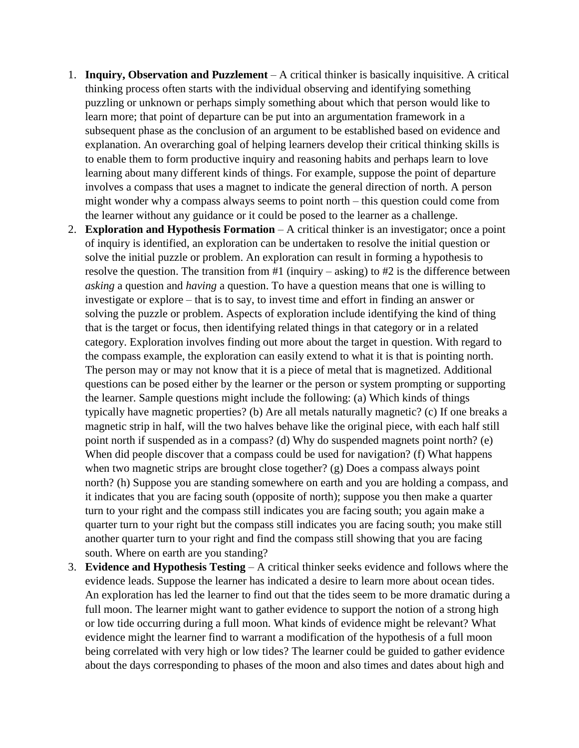1. **Inquiry, Observation and Puzzlement** – A critical thinker is basically inquisitive. A critical thinking process often starts with the individual observing and identifying something puzzling or unknown or perhaps simply something about which that person would like to learn more; that point of departure can be put into an argumentation framework in a subsequent phase as the conclusion of an argument to be established based on evidence and explanation. An overarching goal of helping learners develop their critical thinking skills is to enable them to form productive inquiry and reasoning habits and perhaps learn to love learning about many different kinds of things. For example, suppose the point of departure involves a compass that uses a magnet to indicate the general direction of north. A person might wonder why a compass always seems to point north – this question could come from the learner without any guidance or it could be posed to the learner as a challenge.
2. **Exploration and Hypothesis Formation** – A critical thinker is an investigator; once a point of inquiry is identified, an exploration can be undertaken to resolve the initial question or solve the initial puzzle or problem. An exploration can result in forming a hypothesis to resolve the question. The transition from #1 (inquiry – asking) to #2 is the difference between *asking* a question and *having* a question. To have a question means that one is willing to investigate or explore – that is to say, to invest time and effort in finding an answer or solving the puzzle or problem. Aspects of exploration include identifying the kind of thing that is the target or focus, then identifying related things in that category or in a related category. Exploration involves finding out more about the target in question. With regard to the compass example, the exploration can easily extend to what it is that is pointing north. The person may or may not know that it is a piece of metal that is magnetized. Additional questions can be posed either by the learner or the person or system prompting or supporting the learner. Sample questions might include the following: (a) Which kinds of things typically have magnetic properties? (b) Are all metals naturally magnetic? (c) If one breaks a magnetic strip in half, will the two halves behave like the original piece, with each half still point north if suspended as in a compass? (d) Why do suspended magnets point north? (e) When did people discover that a compass could be used for navigation? (f) What happens when two magnetic strips are brought close together? (g) Does a compass always point north? (h) Suppose you are standing somewhere on earth and you are holding a compass, and it indicates that you are facing south (opposite of north); suppose you then make a quarter turn to your right and the compass still indicates you are facing south; you again make a quarter turn to your right but the compass still indicates you are facing south; you make still another quarter turn to your right and find the compass still showing that you are facing south. Where on earth are you standing?
3. **Evidence and Hypothesis Testing** – A critical thinker seeks evidence and follows where the evidence leads. Suppose the learner has indicated a desire to learn more about ocean tides. An exploration has led the learner to find out that the tides seem to be more dramatic during a full moon. The learner might want to gather evidence to support the notion of a strong high or low tide occurring during a full moon. What kinds of evidence might be relevant? What evidence might the learner find to warrant a modification of the hypothesis of a full moon being correlated with very high or low tides? The learner could be guided to gather evidence about the days corresponding to phases of the moon and also times and dates about high and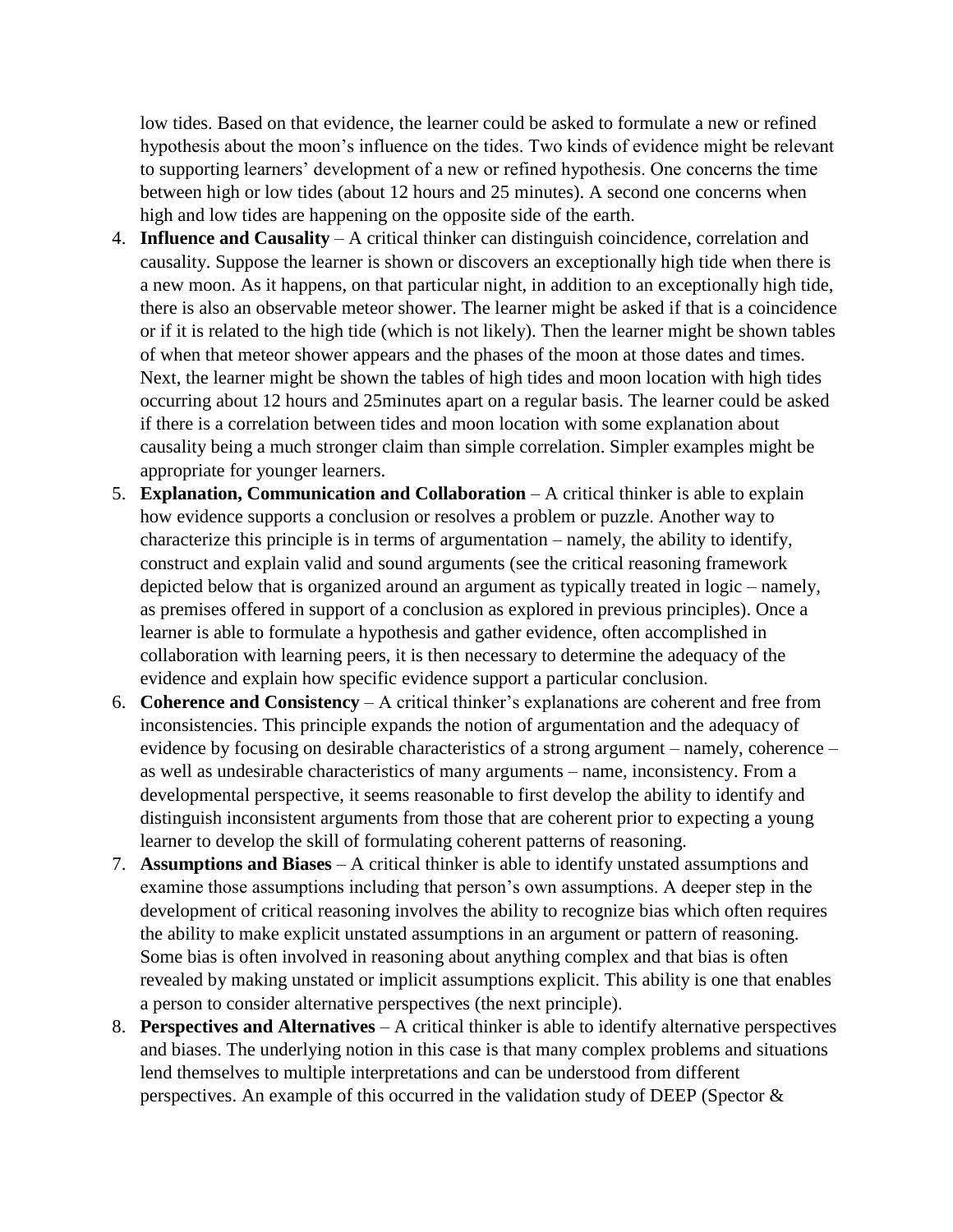low tides. Based on that evidence, the learner could be asked to formulate a new or refined hypothesis about the moon's influence on the tides. Two kinds of evidence might be relevant to supporting learners' development of a new or refined hypothesis. One concerns the time between high or low tides (about 12 hours and 25 minutes). A second one concerns when high and low tides are happening on the opposite side of the earth.

4. **Influence and Causality** – A critical thinker can distinguish coincidence, correlation and causality. Suppose the learner is shown or discovers an exceptionally high tide when there is a new moon. As it happens, on that particular night, in addition to an exceptionally high tide, there is also an observable meteor shower. The learner might be asked if that is a coincidence or if it is related to the high tide (which is not likely). Then the learner might be shown tables of when that meteor shower appears and the phases of the moon at those dates and times. Next, the learner might be shown the tables of high tides and moon location with high tides occurring about 12 hours and 25minutes apart on a regular basis. The learner could be asked if there is a correlation between tides and moon location with some explanation about causality being a much stronger claim than simple correlation. Simpler examples might be appropriate for younger learners.
5. **Explanation, Communication and Collaboration** – A critical thinker is able to explain how evidence supports a conclusion or resolves a problem or puzzle. Another way to characterize this principle is in terms of argumentation – namely, the ability to identify, construct and explain valid and sound arguments (see the critical reasoning framework depicted below that is organized around an argument as typically treated in logic – namely, as premises offered in support of a conclusion as explored in previous principles). Once a learner is able to formulate a hypothesis and gather evidence, often accomplished in collaboration with learning peers, it is then necessary to determine the adequacy of the evidence and explain how specific evidence support a particular conclusion.
6. **Coherence and Consistency** – A critical thinker's explanations are coherent and free from inconsistencies. This principle expands the notion of argumentation and the adequacy of evidence by focusing on desirable characteristics of a strong argument – namely, coherence – as well as undesirable characteristics of many arguments – name, inconsistency. From a developmental perspective, it seems reasonable to first develop the ability to identify and distinguish inconsistent arguments from those that are coherent prior to expecting a young learner to develop the skill of formulating coherent patterns of reasoning.
7. **Assumptions and Biases** – A critical thinker is able to identify unstated assumptions and examine those assumptions including that person's own assumptions. A deeper step in the development of critical reasoning involves the ability to recognize bias which often requires the ability to make explicit unstated assumptions in an argument or pattern of reasoning. Some bias is often involved in reasoning about anything complex and that bias is often revealed by making unstated or implicit assumptions explicit. This ability is one that enables a person to consider alternative perspectives (the next principle).
8. **Perspectives and Alternatives** – A critical thinker is able to identify alternative perspectives and biases. The underlying notion in this case is that many complex problems and situations lend themselves to multiple interpretations and can be understood from different perspectives. An example of this occurred in the validation study of DEEP (Spector &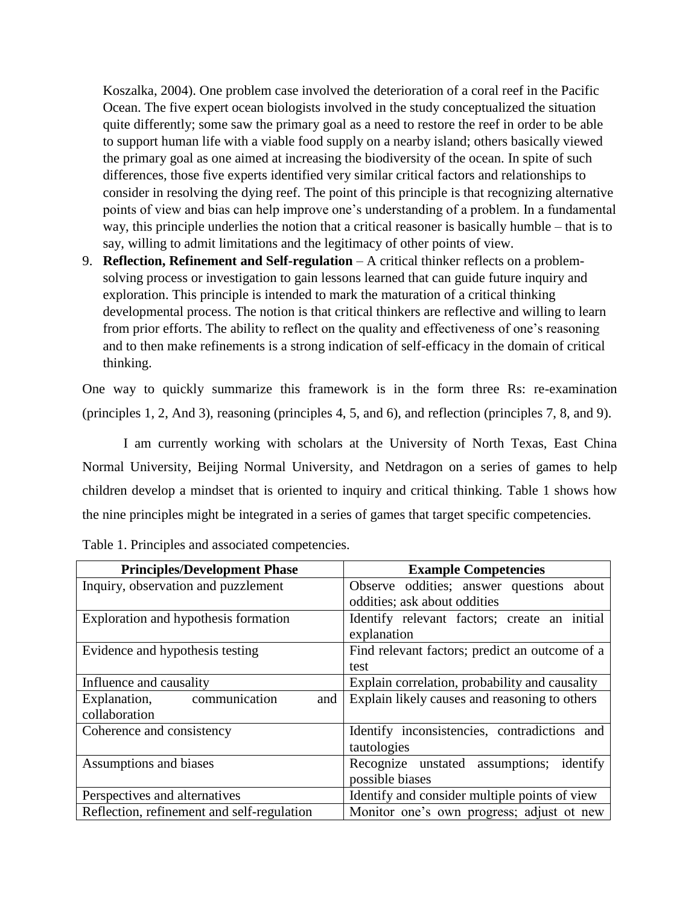Koszalka, 2004). One problem case involved the deterioration of a coral reef in the Pacific Ocean. The five expert ocean biologists involved in the study conceptualized the situation quite differently; some saw the primary goal as a need to restore the reef in order to be able to support human life with a viable food supply on a nearby island; others basically viewed the primary goal as one aimed at increasing the biodiversity of the ocean. In spite of such differences, those five experts identified very similar critical factors and relationships to consider in resolving the dying reef. The point of this principle is that recognizing alternative points of view and bias can help improve one's understanding of a problem. In a fundamental way, this principle underlies the notion that a critical reasoner is basically humble – that is to say, willing to admit limitations and the legitimacy of other points of view.

9. **Reflection, Refinement and Self-regulation** – A critical thinker reflects on a problem-solving process or investigation to gain lessons learned that can guide future inquiry and exploration. This principle is intended to mark the maturation of a critical thinking developmental process. The notion is that critical thinkers are reflective and willing to learn from prior efforts. The ability to reflect on the quality and effectiveness of one's reasoning and to then make refinements is a strong indication of self-efficacy in the domain of critical thinking.

One way to quickly summarize this framework is in the form three Rs: re-examination (principles 1, 2, And 3), reasoning (principles 4, 5, and 6), and reflection (principles 7, 8, and 9).

I am currently working with scholars at the University of North Texas, East China Normal University, Beijing Normal University, and Netdragon on a series of games to help children develop a mindset that is oriented to inquiry and critical thinking. Table 1 shows how the nine principles might be integrated in a series of games that target specific competencies.

Table 1. Principles and associated competencies.

| Principles/Development Phase | Example Competencies |
| --- | --- |
| Inquiry, observation and puzzlement | Observe oddities; answer questions about oddities; ask about oddities |
| Exploration and hypothesis formation | Identify relevant factors; create an initial explanation |
| Evidence and hypothesis testing | Find relevant factors; predict an outcome of a test |
| Influence and causality | Explain correlation, probability and causality |
| Explanation, communication and collaboration | Explain likely causes and reasoning to others |
| Coherence and consistency | Identify inconsistencies, contradictions and tautologies |
| Assumptions and biases | Recognize unstated assumptions; identify possible biases |
| Perspectives and alternatives | Identify and consider multiple points of view |
| Reflection, refinement and self-regulation | Monitor one's own progress; adjust ot new |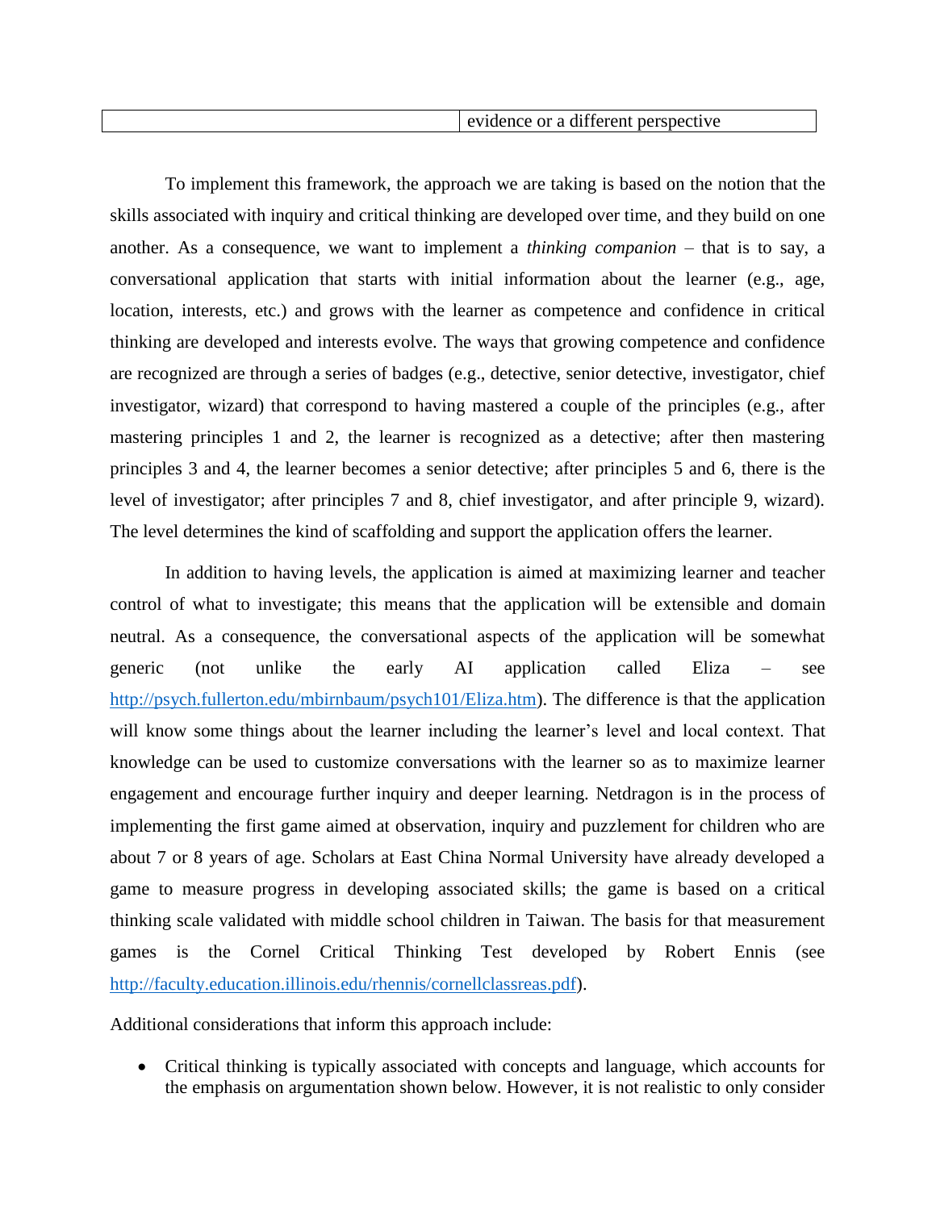| | |
|---|---|
| | evidence or a different perspective |

To implement this framework, the approach we are taking is based on the notion that the skills associated with inquiry and critical thinking are developed over time, and they build on one another. As a consequence, we want to implement a *thinking companion* – that is to say, a conversational application that starts with initial information about the learner (e.g., age, location, interests, etc.) and grows with the learner as competence and confidence in critical thinking are developed and interests evolve. The ways that growing competence and confidence are recognized are through a series of badges (e.g., detective, senior detective, investigator, chief investigator, wizard) that correspond to having mastered a couple of the principles (e.g., after mastering principles 1 and 2, the learner is recognized as a detective; after then mastering principles 3 and 4, the learner becomes a senior detective; after principles 5 and 6, there is the level of investigator; after principles 7 and 8, chief investigator, and after principle 9, wizard). The level determines the kind of scaffolding and support the application offers the learner.

In addition to having levels, the application is aimed at maximizing learner and teacher control of what to investigate; this means that the application will be extensible and domain neutral. As a consequence, the conversational aspects of the application will be somewhat generic (not unlike the early AI application called Eliza – see http://psych.fullerton.edu/mbirnbaum/psych101/Eliza.htm). The difference is that the application will know some things about the learner including the learner's level and local context. That knowledge can be used to customize conversations with the learner so as to maximize learner engagement and encourage further inquiry and deeper learning. Netdragon is in the process of implementing the first game aimed at observation, inquiry and puzzlement for children who are about 7 or 8 years of age. Scholars at East China Normal University have already developed a game to measure progress in developing associated skills; the game is based on a critical thinking scale validated with middle school children in Taiwan. The basis for that measurement games is the Cornel Critical Thinking Test developed by Robert Ennis (see http://faculty.education.illinois.edu/rhennis/cornellclassreas.pdf).

Additional considerations that inform this approach include:

- Critical thinking is typically associated with concepts and language, which accounts for the emphasis on argumentation shown below. However, it is not realistic to only consider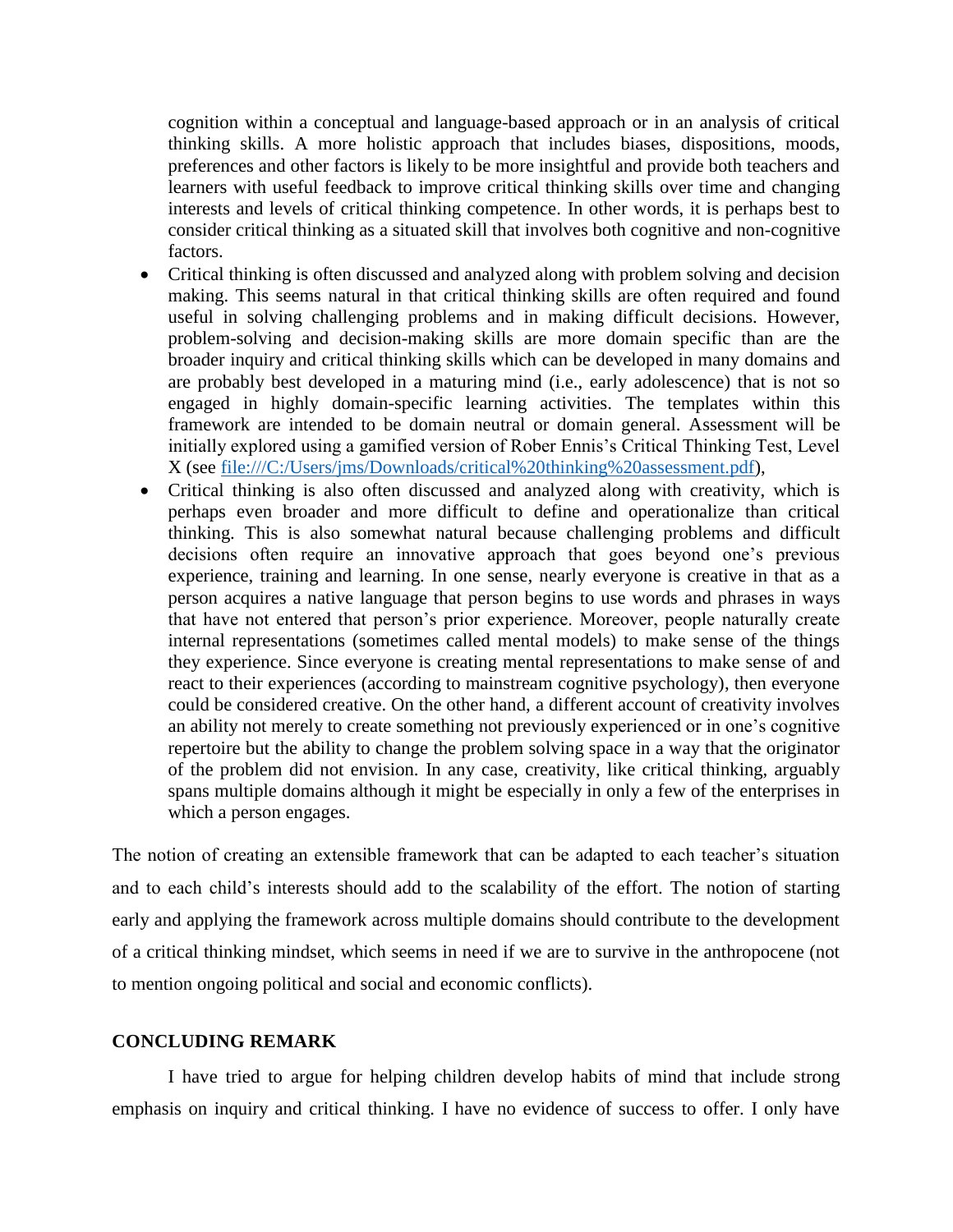cognition within a conceptual and language-based approach or in an analysis of critical thinking skills. A more holistic approach that includes biases, dispositions, moods, preferences and other factors is likely to be more insightful and provide both teachers and learners with useful feedback to improve critical thinking skills over time and changing interests and levels of critical thinking competence. In other words, it is perhaps best to consider critical thinking as a situated skill that involves both cognitive and non-cognitive factors.

- Critical thinking is often discussed and analyzed along with problem solving and decision making. This seems natural in that critical thinking skills are often required and found useful in solving challenging problems and in making difficult decisions. However, problem-solving and decision-making skills are more domain specific than are the broader inquiry and critical thinking skills which can be developed in many domains and are probably best developed in a maturing mind (i.e., early adolescence) that is not so engaged in highly domain-specific learning activities. The templates within this framework are intended to be domain neutral or domain general. Assessment will be initially explored using a gamified version of Rober Ennis's Critical Thinking Test, Level X (see [file:///C:/Users/jms/Downloads/critical%20thinking%20assessment.pdf](file:///C:/Users/jms/Downloads/critical%20thinking%20assessment.pdf)),
- Critical thinking is also often discussed and analyzed along with creativity, which is perhaps even broader and more difficult to define and operationalize than critical thinking. This is also somewhat natural because challenging problems and difficult decisions often require an innovative approach that goes beyond one's previous experience, training and learning. In one sense, nearly everyone is creative in that as a person acquires a native language that person begins to use words and phrases in ways that have not entered that person's prior experience. Moreover, people naturally create internal representations (sometimes called mental models) to make sense of the things they experience. Since everyone is creating mental representations to make sense of and react to their experiences (according to mainstream cognitive psychology), then everyone could be considered creative. On the other hand, a different account of creativity involves an ability not merely to create something not previously experienced or in one's cognitive repertoire but the ability to change the problem solving space in a way that the originator of the problem did not envision. In any case, creativity, like critical thinking, arguably spans multiple domains although it might be especially in only a few of the enterprises in which a person engages.

The notion of creating an extensible framework that can be adapted to each teacher's situation and to each child's interests should add to the scalability of the effort. The notion of starting early and applying the framework across multiple domains should contribute to the development of a critical thinking mindset, which seems in need if we are to survive in the anthropocene (not to mention ongoing political and social and economic conflicts).

## CONCLUDING REMARK

I have tried to argue for helping children develop habits of mind that include strong emphasis on inquiry and critical thinking. I have no evidence of success to offer. I only have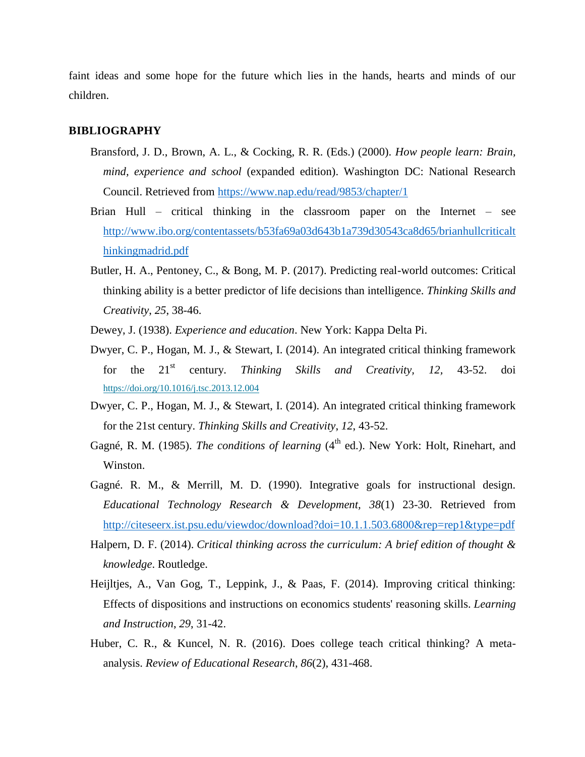faint ideas and some hope for the future which lies in the hands, hearts and minds of our children.

## BIBLIOGRAPHY

Bransford, J. D., Brown, A. L., & Cocking, R. R. (Eds.) (2000). *How people learn: Brain, mind, experience and school* (expanded edition). Washington DC: National Research Council. Retrieved from https://www.nap.edu/read/9853/chapter/1

Brian Hull – critical thinking in the classroom paper on the Internet – see http://www.ibo.org/contentassets/b53fa69a03d643b1a739d30543ca8d65/brianhullcriticalthinkingmadrid.pdf

Butler, H. A., Pentoney, C., & Bong, M. P. (2017). Predicting real-world outcomes: Critical thinking ability is a better predictor of life decisions than intelligence. *Thinking Skills and Creativity*, *25*, 38-46.

Dewey, J. (1938). *Experience and education*. New York: Kappa Delta Pi.

Dwyer, C. P., Hogan, M. J., & Stewart, I. (2014). An integrated critical thinking framework for the 21st century. *Thinking Skills and Creativity*, *12*, 43-52. doi https://doi.org/10.1016/j.tsc.2013.12.004

Dwyer, C. P., Hogan, M. J., & Stewart, I. (2014). An integrated critical thinking framework for the 21st century. *Thinking Skills and Creativity*, *12*, 43-52.

Gagné, R. M. (1985). *The conditions of learning* (4th ed.). New York: Holt, Rinehart, and Winston.

Gagné. R. M., & Merrill, M. D. (1990). Integrative goals for instructional design. *Educational Technology Research & Development*, *38*(1) 23-30. Retrieved from http://citeseerx.ist.psu.edu/viewdoc/download?doi=10.1.1.503.6800&rep=rep1&type=pdf

Halpern, D. F. (2014). *Critical thinking across the curriculum: A brief edition of thought & knowledge*. Routledge.

Heijltjes, A., Van Gog, T., Leppink, J., & Paas, F. (2014). Improving critical thinking: Effects of dispositions and instructions on economics students' reasoning skills. *Learning and Instruction*, *29*, 31-42.

Huber, C. R., & Kuncel, N. R. (2016). Does college teach critical thinking? A meta-analysis. *Review of Educational Research*, *86*(2), 431-468.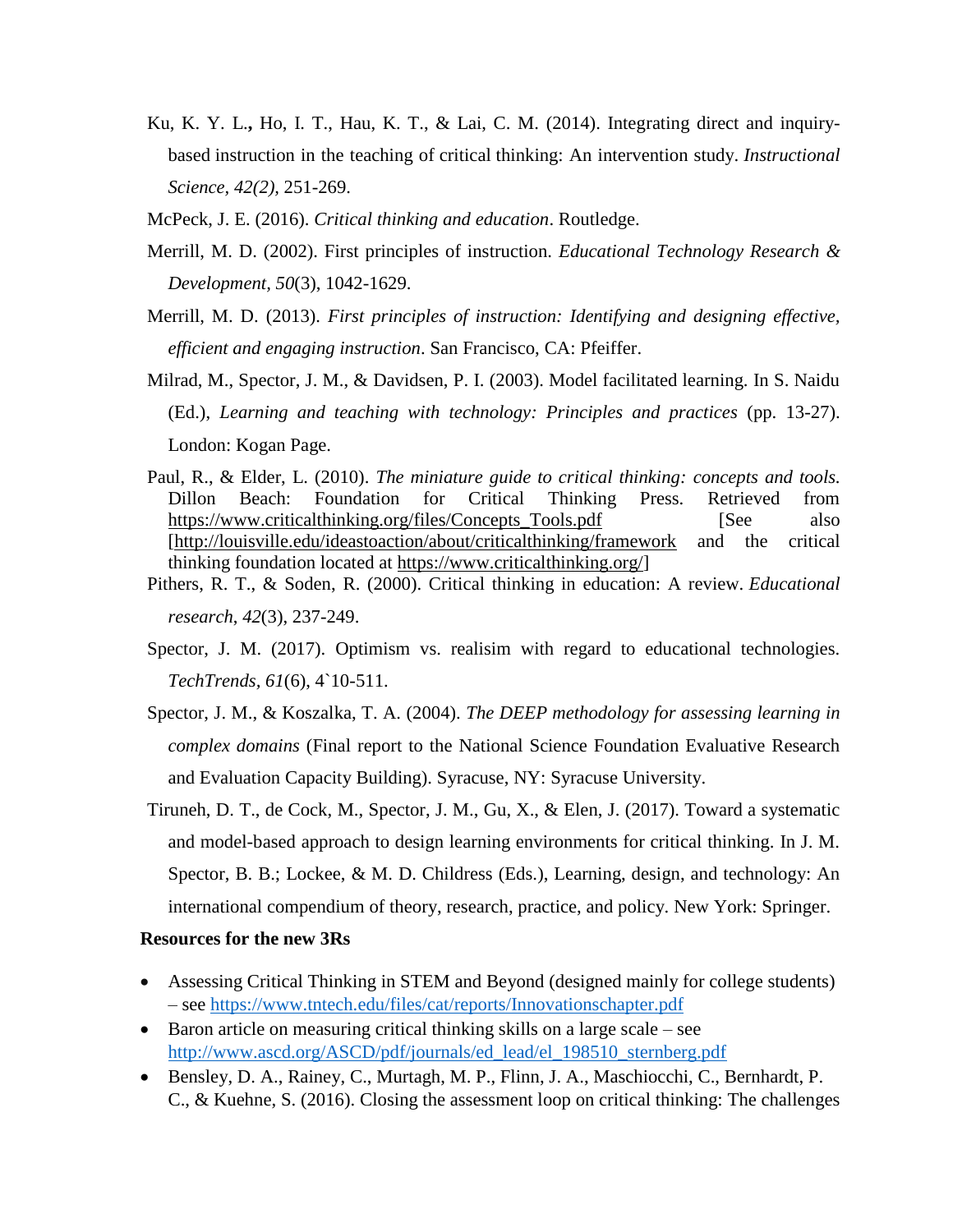Ku, K. Y. L., Ho, I. T., Hau, K. T., & Lai, C. M. (2014). Integrating direct and inquiry-based instruction in the teaching of critical thinking: An intervention study. *Instructional Science, 42(2)*, 251-269.

McPeck, J. E. (2016). *Critical thinking and education*. Routledge.

Merrill, M. D. (2002). First principles of instruction. *Educational Technology Research & Development, 50*(3), 1042-1629.

Merrill, M. D. (2013). *First principles of instruction: Identifying and designing effective, efficient and engaging instruction*. San Francisco, CA: Pfeiffer.

Milrad, M., Spector, J. M., & Davidsen, P. I. (2003). Model facilitated learning. In S. Naidu (Ed.), *Learning and teaching with technology: Principles and practices* (pp. 13-27). London: Kogan Page.

Paul, R., & Elder, L. (2010). *The miniature guide to critical thinking: concepts and tools*. Dillon Beach: Foundation for Critical Thinking Press. Retrieved from https://www.criticalthinking.org/files/Concepts_Tools.pdf [See also [http://louisville.edu/ideastoaction/about/criticalthinking/framework and the critical thinking foundation located at https://www.criticalthinking.org/]

Pithers, R. T., & Soden, R. (2000). Critical thinking in education: A review. *Educational research*, *42*(3), 237-249.

Spector, J. M. (2017). Optimism vs. realisim with regard to educational technologies. *TechTrends, 61*(6), 4`10-511.

Spector, J. M., & Koszalka, T. A. (2004). *The DEEP methodology for assessing learning in complex domains* (Final report to the National Science Foundation Evaluative Research and Evaluation Capacity Building). Syracuse, NY: Syracuse University.

Tiruneh, D. T., de Cock, M., Spector, J. M., Gu, X., & Elen, J. (2017). Toward a systematic and model-based approach to design learning environments for critical thinking. In J. M. Spector, B. B.; Lockee, & M. D. Childress (Eds.), Learning, design, and technology: An international compendium of theory, research, practice, and policy. New York: Springer.

**Resources for the new 3Rs**

- Assessing Critical Thinking in STEM and Beyond (designed mainly for college students) – see https://www.tntech.edu/files/cat/reports/Innovationschapter.pdf
- Baron article on measuring critical thinking skills on a large scale – see http://www.ascd.org/ASCD/pdf/journals/ed_lead/el_198510_sternberg.pdf
- Bensley, D. A., Rainey, C., Murtagh, M. P., Flinn, J. A., Maschiocchi, C., Bernhardt, P. C., & Kuehne, S. (2016). Closing the assessment loop on critical thinking: The challenges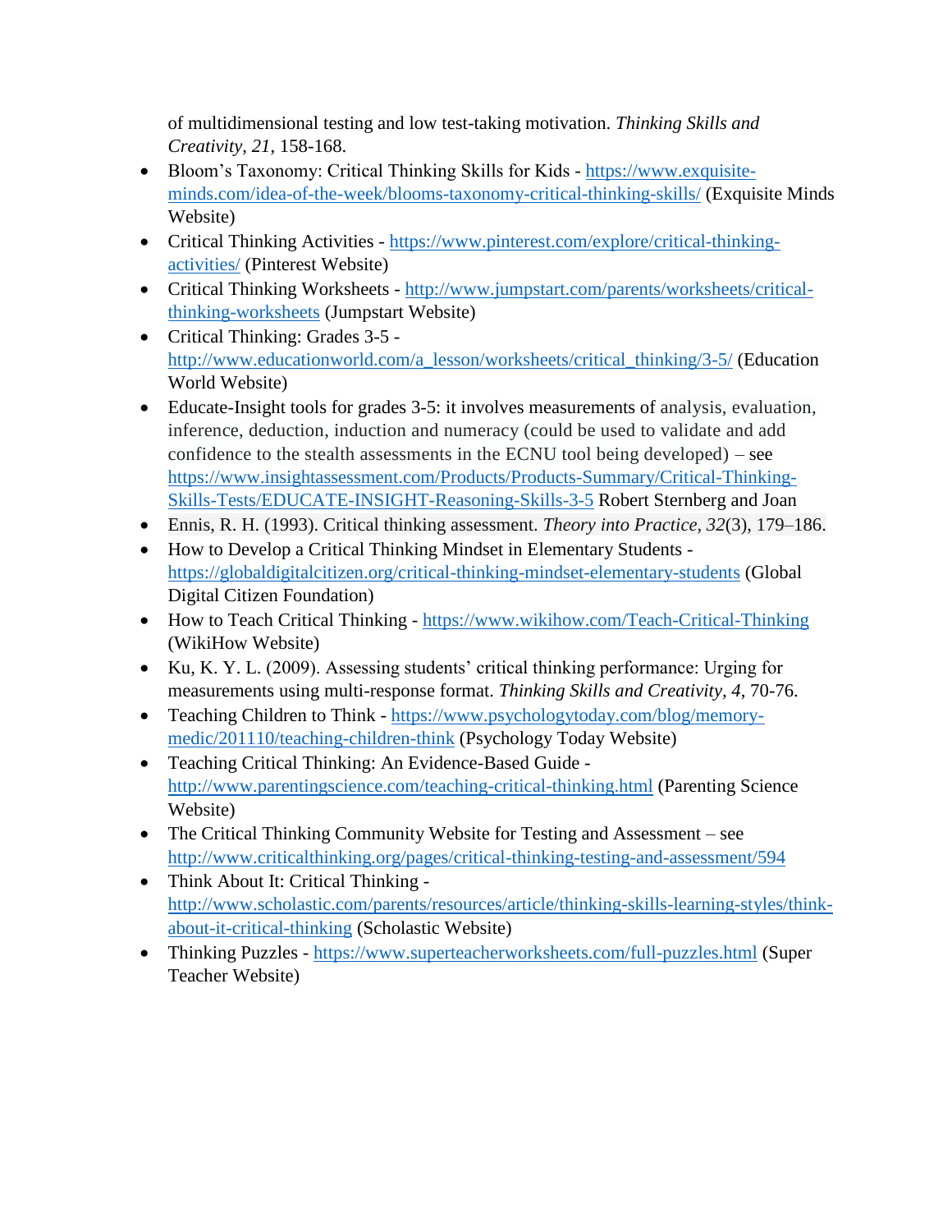of multidimensional testing and low test-taking motivation. *Thinking Skills and Creativity*, *21*, 158-168.

- Bloom's Taxonomy: Critical Thinking Skills for Kids - https://www.exquisite-minds.com/idea-of-the-week/blooms-taxonomy-critical-thinking-skills/ (Exquisite Minds Website)
- Critical Thinking Activities - https://www.pinterest.com/explore/critical-thinking-activities/ (Pinterest Website)
- Critical Thinking Worksheets - http://www.jumpstart.com/parents/worksheets/critical-thinking-worksheets (Jumpstart Website)
- Critical Thinking: Grades 3-5 - http://www.educationworld.com/a_lesson/worksheets/critical_thinking/3-5/ (Education World Website)
- Educate-Insight tools for grades 3-5: it involves measurements of analysis, evaluation, inference, deduction, induction and numeracy (could be used to validate and add confidence to the stealth assessments in the ECNU tool being developed) – see https://www.insightassessment.com/Products/Products-Summary/Critical-Thinking-Skills-Tests/EDUCATE-INSIGHT-Reasoning-Skills-3-5 Robert Sternberg and Joan
- Ennis, R. H. (1993). Critical thinking assessment. *Theory into Practice, 32*(3), 179–186.
- How to Develop a Critical Thinking Mindset in Elementary Students - https://globaldigitalcitizen.org/critical-thinking-mindset-elementary-students (Global Digital Citizen Foundation)
- How to Teach Critical Thinking - https://www.wikihow.com/Teach-Critical-Thinking (WikiHow Website)
- Ku, K. Y. L. (2009). Assessing students' critical thinking performance: Urging for measurements using multi-response format. *Thinking Skills and Creativity*, *4*, 70-76.
- Teaching Children to Think - https://www.psychologytoday.com/blog/memory-medic/201110/teaching-children-think (Psychology Today Website)
- Teaching Critical Thinking: An Evidence-Based Guide - http://www.parentingscience.com/teaching-critical-thinking.html (Parenting Science Website)
- The Critical Thinking Community Website for Testing and Assessment – see http://www.criticalthinking.org/pages/critical-thinking-testing-and-assessment/594
- Think About It: Critical Thinking - http://www.scholastic.com/parents/resources/article/thinking-skills-learning-styles/think-about-it-critical-thinking (Scholastic Website)
- Thinking Puzzles - https://www.superteacherworksheets.com/full-puzzles.html (Super Teacher Website)